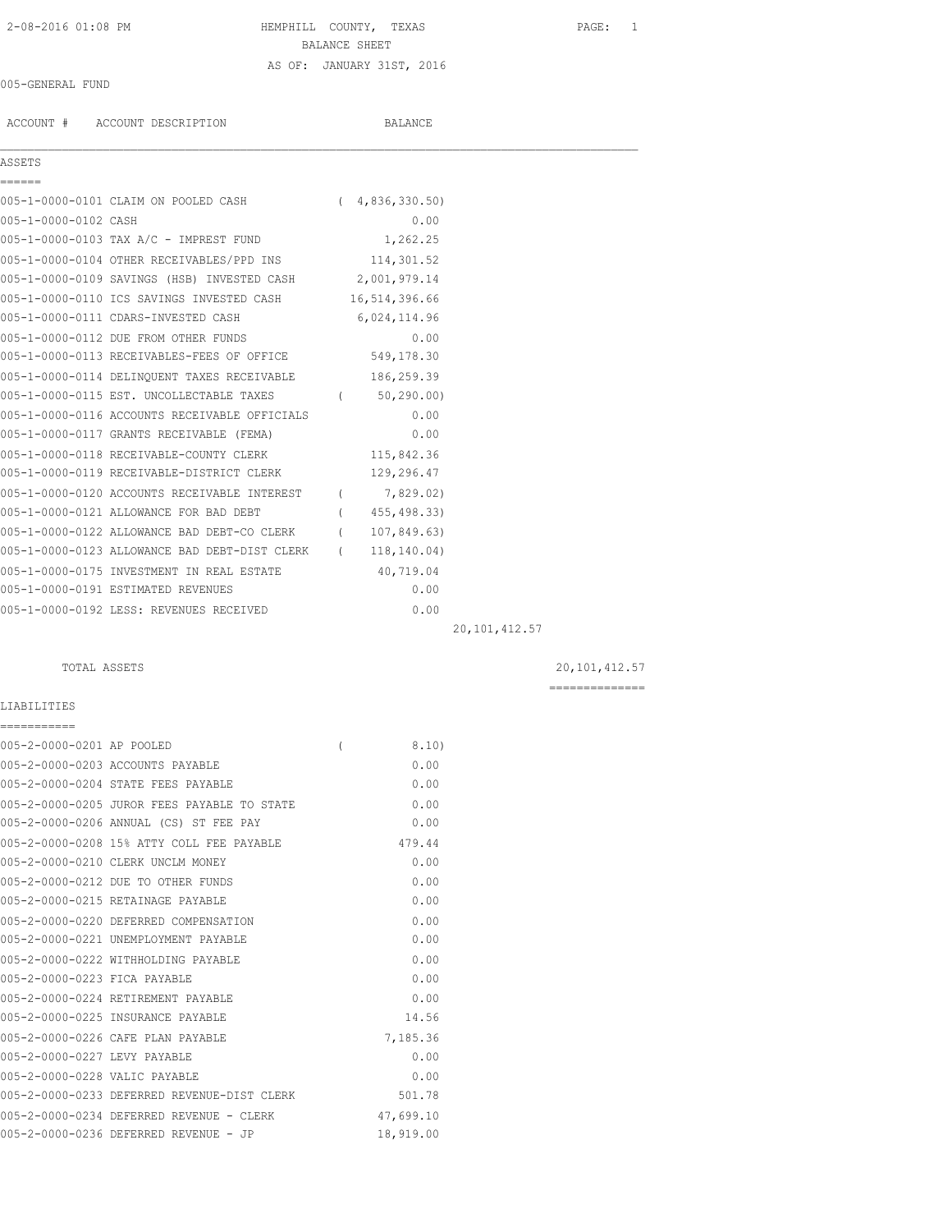HEMPHILL COUNTY, TEXAS
BALANCE SHEET
AS OF: JANUARY 31ST, 2016

2-08-2016 01:08 PM

005-GENERAL FUND

| ACCOUNT # | ACCOUNT DESCRIPTION | BALANCE | |
|---|---|---|---|
| **ASSETS** | | | |
| 005-1-0000-0101 | CLAIM ON POOLED CASH | ( 4,836,330.50) | |
| 005-1-0000-0102 | CASH | 0.00 | |
| 005-1-0000-0103 | TAX A/C - IMPREST FUND | 1,262.25 | |
| 005-1-0000-0104 | OTHER RECEIVABLES/PPD INS | 114,301.52 | |
| 005-1-0000-0109 | SAVINGS (HSB) INVESTED CASH | 2,001,979.14 | |
| 005-1-0000-0110 | ICS SAVINGS INVESTED CASH | 16,514,396.66 | |
| 005-1-0000-0111 | CDARS-INVESTED CASH | 6,024,114.96 | |
| 005-1-0000-0112 | DUE FROM OTHER FUNDS | 0.00 | |
| 005-1-0000-0113 | RECEIVABLES-FEES OF OFFICE | 549,178.30 | |
| 005-1-0000-0114 | DELINQUENT TAXES RECEIVABLE | 186,259.39 | |
| 005-1-0000-0115 | EST. UNCOLLECTABLE TAXES | ( 50,290.00) | |
| 005-1-0000-0116 | ACCOUNTS RECEIVABLE OFFICIALS | 0.00 | |
| 005-1-0000-0117 | GRANTS RECEIVABLE (FEMA) | 0.00 | |
| 005-1-0000-0118 | RECEIVABLE-COUNTY CLERK | 115,842.36 | |
| 005-1-0000-0119 | RECEIVABLE-DISTRICT CLERK | 129,296.47 | |
| 005-1-0000-0120 | ACCOUNTS RECEIVABLE INTEREST | ( 7,829.02) | |
| 005-1-0000-0121 | ALLOWANCE FOR BAD DEBT | ( 455,498.33) | |
| 005-1-0000-0122 | ALLOWANCE BAD DEBT-CO CLERK | ( 107,849.63) | |
| 005-1-0000-0123 | ALLOWANCE BAD DEBT-DIST CLERK | ( 118,140.04) | |
| 005-1-0000-0175 | INVESTMENT IN REAL ESTATE | 40,719.04 | |
| 005-1-0000-0191 | ESTIMATED REVENUES | 0.00 | |
| 005-1-0000-0192 | LESS: REVENUES RECEIVED | 0.00 | |
| | | | 20,101,412.57 |
| | TOTAL ASSETS | | 20,101,412.57 |
| **LIABILITIES** | | | |
| 005-2-0000-0201 | AP POOLED | ( 8.10) | |
| 005-2-0000-0203 | ACCOUNTS PAYABLE | 0.00 | |
| 005-2-0000-0204 | STATE FEES PAYABLE | 0.00 | |
| 005-2-0000-0205 | JUROR FEES PAYABLE TO STATE | 0.00 | |
| 005-2-0000-0206 | ANNUAL (CS) ST FEE PAY | 0.00 | |
| 005-2-0000-0208 | 15% ATTY COLL FEE PAYABLE | 479.44 | |
| 005-2-0000-0210 | CLERK UNCLM MONEY | 0.00 | |
| 005-2-0000-0212 | DUE TO OTHER FUNDS | 0.00 | |
| 005-2-0000-0215 | RETAINAGE PAYABLE | 0.00 | |
| 005-2-0000-0220 | DEFERRED COMPENSATION | 0.00 | |
| 005-2-0000-0221 | UNEMPLOYMENT PAYABLE | 0.00 | |
| 005-2-0000-0222 | WITHHOLDING PAYABLE | 0.00 | |
| 005-2-0000-0223 | FICA PAYABLE | 0.00 | |
| 005-2-0000-0224 | RETIREMENT PAYABLE | 0.00 | |
| 005-2-0000-0225 | INSURANCE PAYABLE | 14.56 | |
| 005-2-0000-0226 | CAFE PLAN PAYABLE | 7,185.36 | |
| 005-2-0000-0227 | LEVY PAYABLE | 0.00 | |
| 005-2-0000-0228 | VALIC PAYABLE | 0.00 | |
| 005-2-0000-0233 | DEFERRED REVENUE-DIST CLERK | 501.78 | |
| 005-2-0000-0234 | DEFERRED REVENUE - CLERK | 47,699.10 | |
| 005-2-0000-0236 | DEFERRED REVENUE - JP | 18,919.00 | |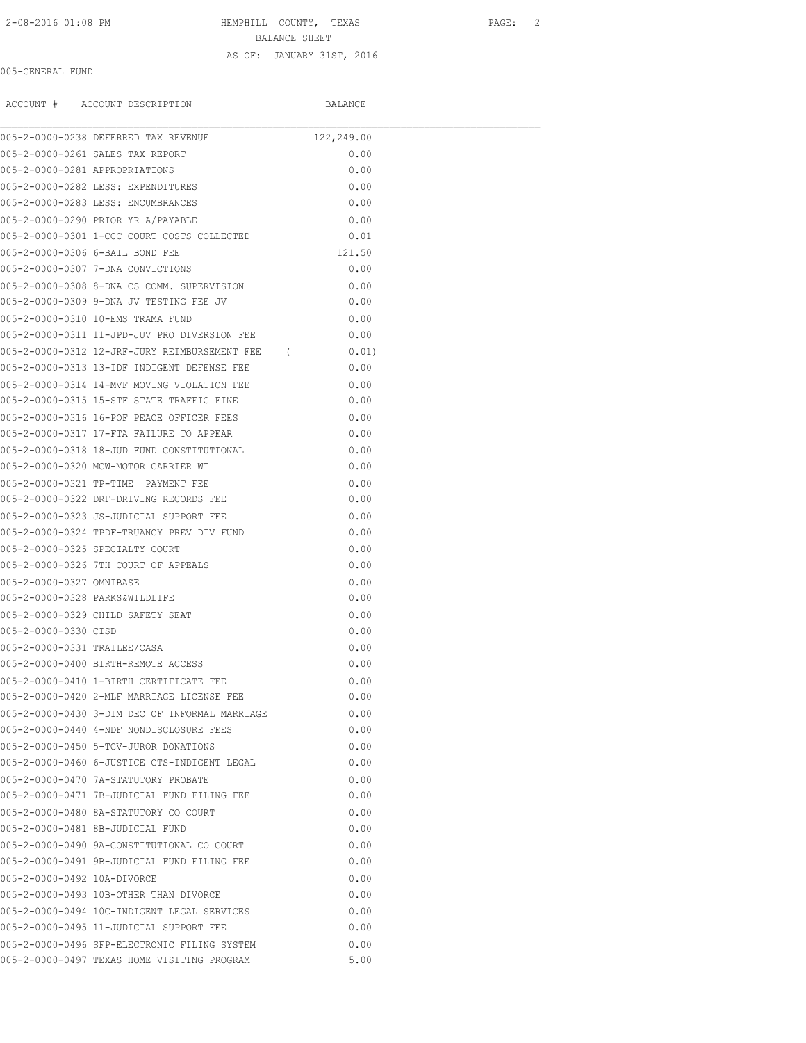HEMPHILL COUNTY, TEXAS

BALANCE SHEET

AS OF: JANUARY 31ST, 2016

005-GENERAL FUND

| ACCOUNT # | ACCOUNT DESCRIPTION | BALANCE |
|---|---|---|
| 005-2-0000-0238 | DEFERRED TAX REVENUE | 122,249.00 |
| 005-2-0000-0261 | SALES TAX REPORT | 0.00 |
| 005-2-0000-0281 | APPROPRIATIONS | 0.00 |
| 005-2-0000-0282 | LESS: EXPENDITURES | 0.00 |
| 005-2-0000-0283 | LESS: ENCUMBRANCES | 0.00 |
| 005-2-0000-0290 | PRIOR YR A/PAYABLE | 0.00 |
| 005-2-0000-0301 | 1-CCC COURT COSTS COLLECTED | 0.01 |
| 005-2-0000-0306 | 6-BAIL BOND FEE | 121.50 |
| 005-2-0000-0307 | 7-DNA CONVICTIONS | 0.00 |
| 005-2-0000-0308 | 8-DNA CS COMM. SUPERVISION | 0.00 |
| 005-2-0000-0309 | 9-DNA JV TESTING FEE JV | 0.00 |
| 005-2-0000-0310 | 10-EMS TRAMA FUND | 0.00 |
| 005-2-0000-0311 | 11-JPD-JUV PRO DIVERSION FEE | 0.00 |
| 005-2-0000-0312 | 12-JRF-JURY REIMBURSEMENT FEE | ( 0.01) |
| 005-2-0000-0313 | 13-IDF INDIGENT DEFENSE FEE | 0.00 |
| 005-2-0000-0314 | 14-MVF MOVING VIOLATION FEE | 0.00 |
| 005-2-0000-0315 | 15-STF STATE TRAFFIC FINE | 0.00 |
| 005-2-0000-0316 | 16-POF PEACE OFFICER FEES | 0.00 |
| 005-2-0000-0317 | 17-FTA FAILURE TO APPEAR | 0.00 |
| 005-2-0000-0318 | 18-JUD FUND CONSTITUTIONAL | 0.00 |
| 005-2-0000-0320 | MCW-MOTOR CARRIER WT | 0.00 |
| 005-2-0000-0321 | TP-TIME PAYMENT FEE | 0.00 |
| 005-2-0000-0322 | DRF-DRIVING RECORDS FEE | 0.00 |
| 005-2-0000-0323 | JS-JUDICIAL SUPPORT FEE | 0.00 |
| 005-2-0000-0324 | TPDF-TRUANCY PREV DIV FUND | 0.00 |
| 005-2-0000-0325 | SPECIALTY COURT | 0.00 |
| 005-2-0000-0326 | 7TH COURT OF APPEALS | 0.00 |
| 005-2-0000-0327 | OMNIBASE | 0.00 |
| 005-2-0000-0328 | PARKS&WILDLIFE | 0.00 |
| 005-2-0000-0329 | CHILD SAFETY SEAT | 0.00 |
| 005-2-0000-0330 | CISD | 0.00 |
| 005-2-0000-0331 | TRAILEE/CASA | 0.00 |
| 005-2-0000-0400 | BIRTH-REMOTE ACCESS | 0.00 |
| 005-2-0000-0410 | 1-BIRTH CERTIFICATE FEE | 0.00 |
| 005-2-0000-0420 | 2-MLF MARRIAGE LICENSE FEE | 0.00 |
| 005-2-0000-0430 | 3-DIM DEC OF INFORMAL MARRIAGE | 0.00 |
| 005-2-0000-0440 | 4-NDF NONDISCLOSURE FEES | 0.00 |
| 005-2-0000-0450 | 5-TCV-JUROR DONATIONS | 0.00 |
| 005-2-0000-0460 | 6-JUSTICE CTS-INDIGENT LEGAL | 0.00 |
| 005-2-0000-0470 | 7A-STATUTORY PROBATE | 0.00 |
| 005-2-0000-0471 | 7B-JUDICIAL FUND FILING FEE | 0.00 |
| 005-2-0000-0480 | 8A-STATUTORY CO COURT | 0.00 |
| 005-2-0000-0481 | 8B-JUDICIAL FUND | 0.00 |
| 005-2-0000-0490 | 9A-CONSTITUTIONAL CO COURT | 0.00 |
| 005-2-0000-0491 | 9B-JUDICIAL FUND FILING FEE | 0.00 |
| 005-2-0000-0492 | 10A-DIVORCE | 0.00 |
| 005-2-0000-0493 | 10B-OTHER THAN DIVORCE | 0.00 |
| 005-2-0000-0494 | 10C-INDIGENT LEGAL SERVICES | 0.00 |
| 005-2-0000-0495 | 11-JUDICIAL SUPPORT FEE | 0.00 |
| 005-2-0000-0496 | SFP-ELECTRONIC FILING SYSTEM | 0.00 |
| 005-2-0000-0497 | TEXAS HOME VISITING PROGRAM | 5.00 |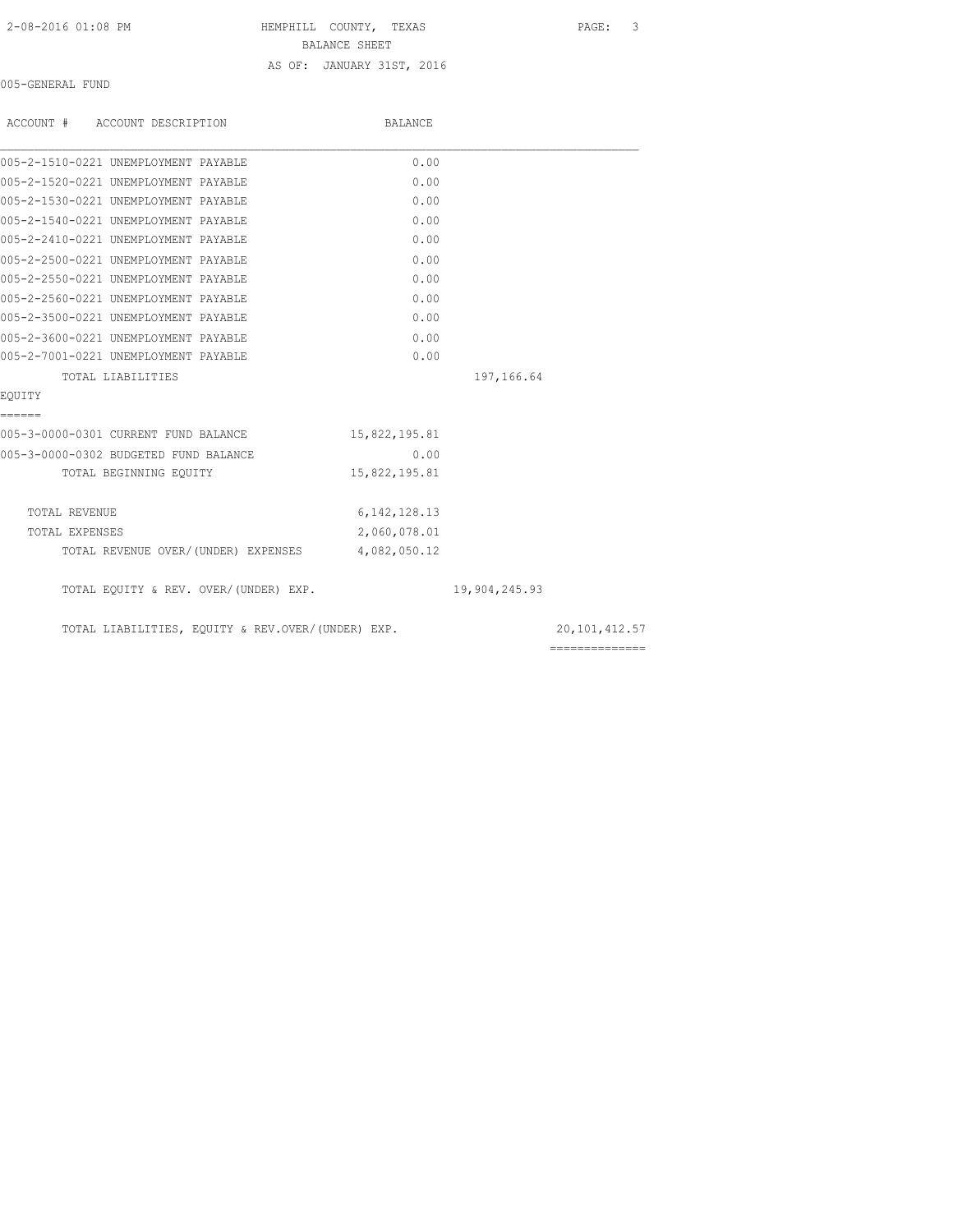HEMPHILL COUNTY, TEXAS
BALANCE SHEET
AS OF: JANUARY 31ST, 2016

005-GENERAL FUND

| ACCOUNT # ACCOUNT DESCRIPTION | BALANCE | | |
|---|---|---|---|
| 005-2-1510-0221 UNEMPLOYMENT PAYABLE | 0.00 | | |
| 005-2-1520-0221 UNEMPLOYMENT PAYABLE | 0.00 | | |
| 005-2-1530-0221 UNEMPLOYMENT PAYABLE | 0.00 | | |
| 005-2-1540-0221 UNEMPLOYMENT PAYABLE | 0.00 | | |
| 005-2-2410-0221 UNEMPLOYMENT PAYABLE | 0.00 | | |
| 005-2-2500-0221 UNEMPLOYMENT PAYABLE | 0.00 | | |
| 005-2-2550-0221 UNEMPLOYMENT PAYABLE | 0.00 | | |
| 005-2-2560-0221 UNEMPLOYMENT PAYABLE | 0.00 | | |
| 005-2-3500-0221 UNEMPLOYMENT PAYABLE | 0.00 | | |
| 005-2-3600-0221 UNEMPLOYMENT PAYABLE | 0.00 | | |
| 005-2-7001-0221 UNEMPLOYMENT PAYABLE | 0.00 | | |
| TOTAL LIABILITIES | | 197,166.64 | |
| EQUITY | | | |
| 005-3-0000-0301 CURRENT FUND BALANCE | 15,822,195.81 | | |
| 005-3-0000-0302 BUDGETED FUND BALANCE | 0.00 | | |
| TOTAL BEGINNING EQUITY | 15,822,195.81 | | |
| TOTAL REVENUE | 6,142,128.13 | | |
| TOTAL EXPENSES | 2,060,078.01 | | |
| TOTAL REVENUE OVER/(UNDER) EXPENSES | 4,082,050.12 | | |
| TOTAL EQUITY & REV. OVER/(UNDER) EXP. | | 19,904,245.93 | |
| TOTAL LIABILITIES, EQUITY & REV.OVER/(UNDER) EXP. | | | 20,101,412.57 |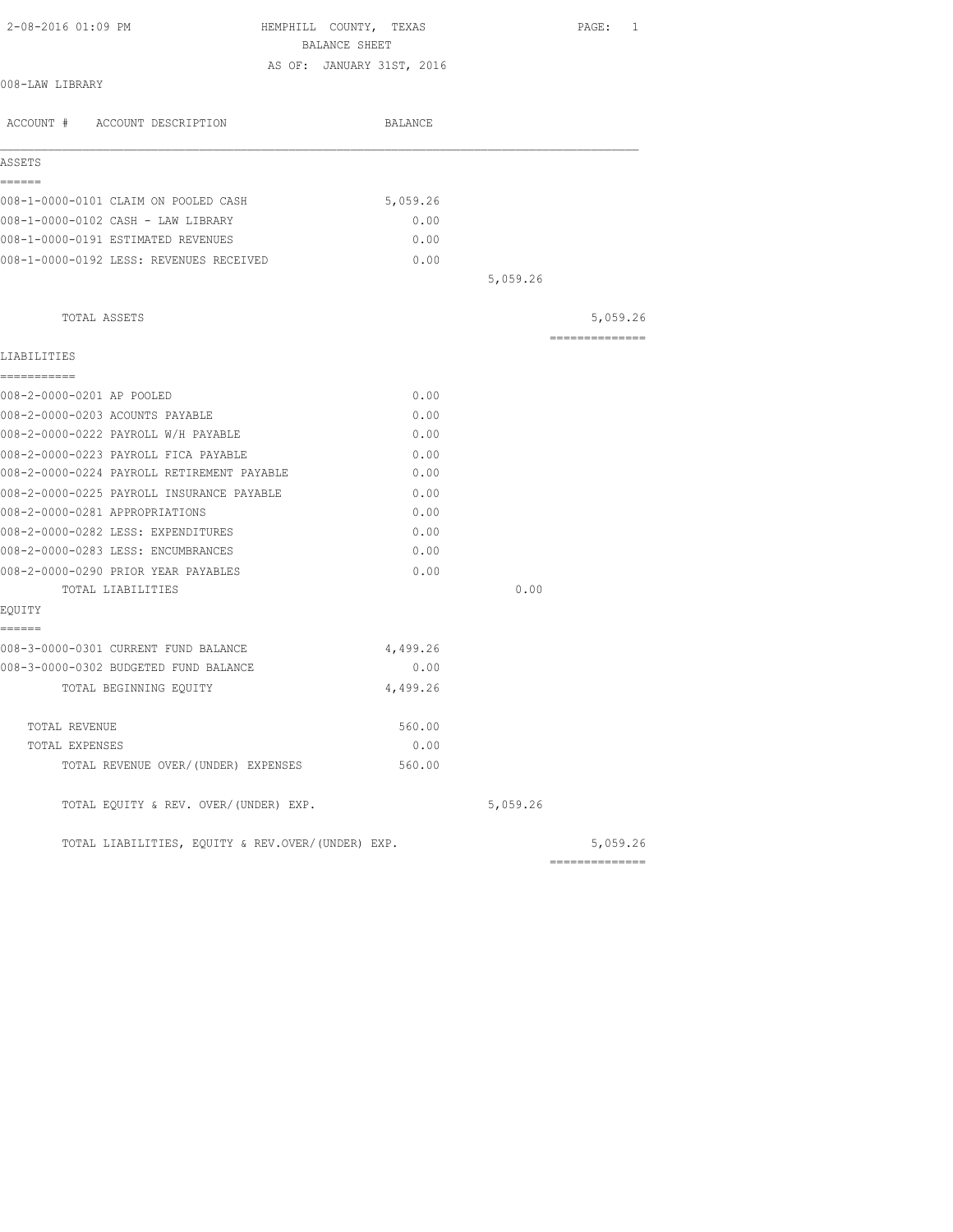HEMPHILL COUNTY, TEXAS
BALANCE SHEET
AS OF: JANUARY 31ST, 2016

2-08-2016 01:09 PM

008-LAW LIBRARY

| ACCOUNT # | ACCOUNT DESCRIPTION | BALANCE | | |
|---|---|---|---|---|
| **ASSETS** | | | | |
| 008-1-0000-0101 | CLAIM ON POOLED CASH | 5,059.26 | | |
| 008-1-0000-0102 | CASH - LAW LIBRARY | 0.00 | | |
| 008-1-0000-0191 | ESTIMATED REVENUES | 0.00 | | |
| 008-1-0000-0192 | LESS: REVENUES RECEIVED | 0.00 | | |
| | | | 5,059.26 | |
| | TOTAL ASSETS | | | 5,059.26 |
| **LIABILITIES** | | | | |
| 008-2-0000-0201 | AP POOLED | 0.00 | | |
| 008-2-0000-0203 | ACOUNTS PAYABLE | 0.00 | | |
| 008-2-0000-0222 | PAYROLL W/H PAYABLE | 0.00 | | |
| 008-2-0000-0223 | PAYROLL FICA PAYABLE | 0.00 | | |
| 008-2-0000-0224 | PAYROLL RETIREMENT PAYABLE | 0.00 | | |
| 008-2-0000-0225 | PAYROLL INSURANCE PAYABLE | 0.00 | | |
| 008-2-0000-0281 | APPROPRIATIONS | 0.00 | | |
| 008-2-0000-0282 | LESS: EXPENDITURES | 0.00 | | |
| 008-2-0000-0283 | LESS: ENCUMBRANCES | 0.00 | | |
| 008-2-0000-0290 | PRIOR YEAR PAYABLES | 0.00 | | |
| | TOTAL LIABILITIES | | 0.00 | |
| **EQUITY** | | | | |
| 008-3-0000-0301 | CURRENT FUND BALANCE | 4,499.26 | | |
| 008-3-0000-0302 | BUDGETED FUND BALANCE | 0.00 | | |
| | TOTAL BEGINNING EQUITY | 4,499.26 | | |
| | TOTAL REVENUE | 560.00 | | |
| | TOTAL EXPENSES | 0.00 | | |
| | TOTAL REVENUE OVER/(UNDER) EXPENSES | 560.00 | | |
| | TOTAL EQUITY & REV. OVER/(UNDER) EXP. | | 5,059.26 | |
| | TOTAL LIABILITIES, EQUITY & REV.OVER/(UNDER) EXP. | | | 5,059.26 |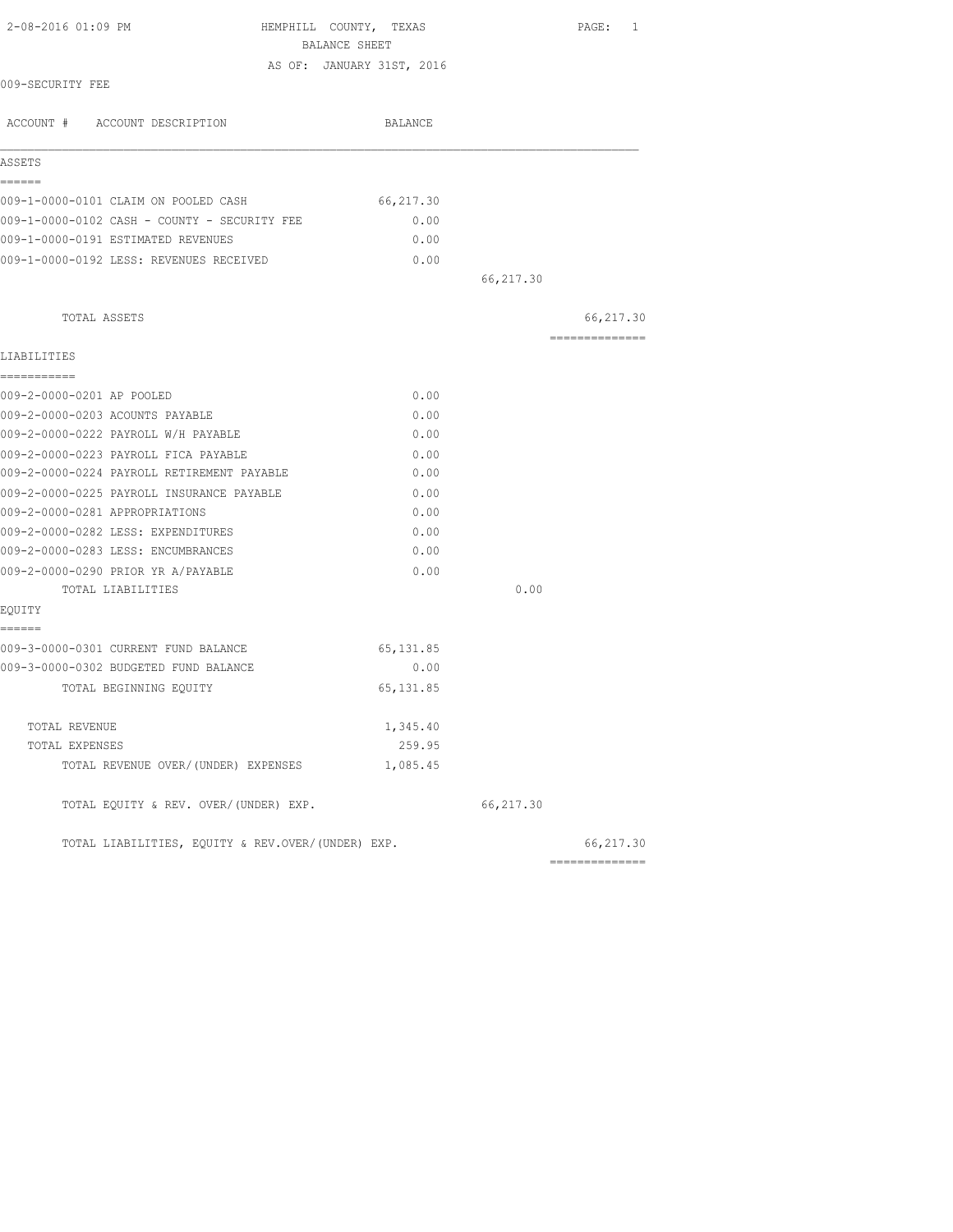HEMPHILL COUNTY, TEXAS

BALANCE SHEET

AS OF: JANUARY 31ST, 2016

009-SECURITY FEE

| ACCOUNT # ACCOUNT DESCRIPTION | BALANCE | | |
|---|---|---|---|
| **ASSETS** | | | |
| 009-1-0000-0101 CLAIM ON POOLED CASH | 66,217.30 | | |
| 009-1-0000-0102 CASH - COUNTY - SECURITY FEE | 0.00 | | |
| 009-1-0000-0191 ESTIMATED REVENUES | 0.00 | | |
| 009-1-0000-0192 LESS: REVENUES RECEIVED | 0.00 | | |
| | | 66,217.30 | |
| TOTAL ASSETS | | | 66,217.30 |
| **LIABILITIES** | | | |
| 009-2-0000-0201 AP POOLED | 0.00 | | |
| 009-2-0000-0203 ACOUNTS PAYABLE | 0.00 | | |
| 009-2-0000-0222 PAYROLL W/H PAYABLE | 0.00 | | |
| 009-2-0000-0223 PAYROLL FICA PAYABLE | 0.00 | | |
| 009-2-0000-0224 PAYROLL RETIREMENT PAYABLE | 0.00 | | |
| 009-2-0000-0225 PAYROLL INSURANCE PAYABLE | 0.00 | | |
| 009-2-0000-0281 APPROPRIATIONS | 0.00 | | |
| 009-2-0000-0282 LESS: EXPENDITURES | 0.00 | | |
| 009-2-0000-0283 LESS: ENCUMBRANCES | 0.00 | | |
| 009-2-0000-0290 PRIOR YR A/PAYABLE | 0.00 | | |
| TOTAL LIABILITIES | | 0.00 | |
| **EQUITY** | | | |
| 009-3-0000-0301 CURRENT FUND BALANCE | 65,131.85 | | |
| 009-3-0000-0302 BUDGETED FUND BALANCE | 0.00 | | |
| TOTAL BEGINNING EQUITY | 65,131.85 | | |
| TOTAL REVENUE | 1,345.40 | | |
| TOTAL EXPENSES | 259.95 | | |
| TOTAL REVENUE OVER/(UNDER) EXPENSES | 1,085.45 | | |
| TOTAL EQUITY & REV. OVER/(UNDER) EXP. | | 66,217.30 | |
| TOTAL LIABILITIES, EQUITY & REV.OVER/(UNDER) EXP. | | | 66,217.30 |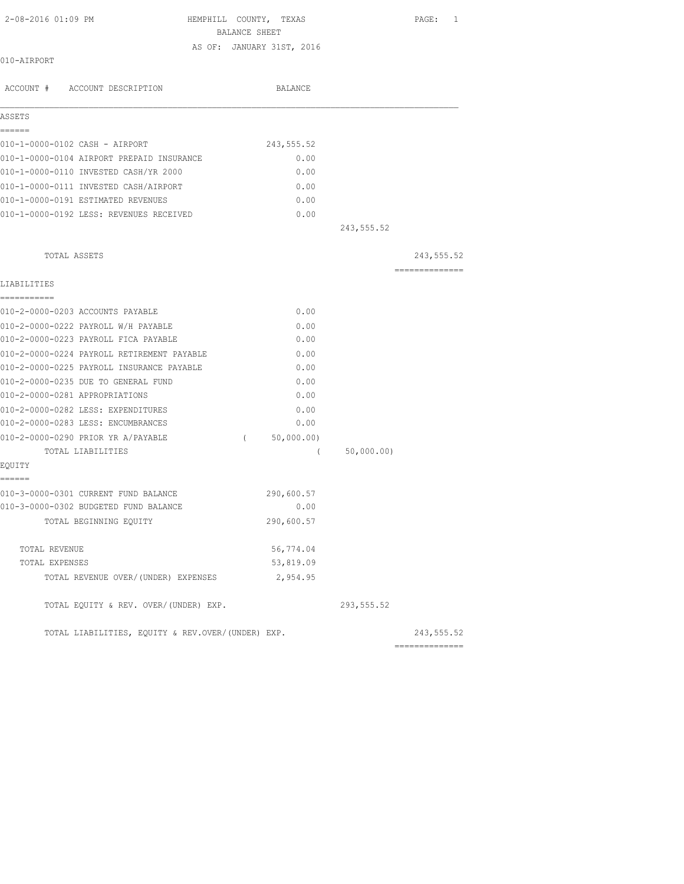HEMPHILL COUNTY, TEXAS

BALANCE SHEET

AS OF: JANUARY 31ST, 2016

010-AIRPORT

| ACCOUNT # ACCOUNT DESCRIPTION | BALANCE | | |
|---|---|---|---|
| **ASSETS** | | | |
| 010-1-0000-0102 CASH - AIRPORT | 243,555.52 | | |
| 010-1-0000-0104 AIRPORT PREPAID INSURANCE | 0.00 | | |
| 010-1-0000-0110 INVESTED CASH/YR 2000 | 0.00 | | |
| 010-1-0000-0111 INVESTED CASH/AIRPORT | 0.00 | | |
| 010-1-0000-0191 ESTIMATED REVENUES | 0.00 | | |
| 010-1-0000-0192 LESS: REVENUES RECEIVED | 0.00 | | |
| | | 243,555.52 | |
| TOTAL ASSETS | | | 243,555.52 |
| **LIABILITIES** | | | |
| 010-2-0000-0203 ACCOUNTS PAYABLE | 0.00 | | |
| 010-2-0000-0222 PAYROLL W/H PAYABLE | 0.00 | | |
| 010-2-0000-0223 PAYROLL FICA PAYABLE | 0.00 | | |
| 010-2-0000-0224 PAYROLL RETIREMENT PAYABLE | 0.00 | | |
| 010-2-0000-0225 PAYROLL INSURANCE PAYABLE | 0.00 | | |
| 010-2-0000-0235 DUE TO GENERAL FUND | 0.00 | | |
| 010-2-0000-0281 APPROPRIATIONS | 0.00 | | |
| 010-2-0000-0282 LESS: EXPENDITURES | 0.00 | | |
| 010-2-0000-0283 LESS: ENCUMBRANCES | 0.00 | | |
| 010-2-0000-0290 PRIOR YR A/PAYABLE | ( 50,000.00) | | |
| TOTAL LIABILITIES | | ( 50,000.00) | |
| **EQUITY** | | | |
| 010-3-0000-0301 CURRENT FUND BALANCE | 290,600.57 | | |
| 010-3-0000-0302 BUDGETED FUND BALANCE | 0.00 | | |
| TOTAL BEGINNING EQUITY | 290,600.57 | | |
| TOTAL REVENUE | 56,774.04 | | |
| TOTAL EXPENSES | 53,819.09 | | |
| TOTAL REVENUE OVER/(UNDER) EXPENSES | 2,954.95 | | |
| TOTAL EQUITY & REV. OVER/(UNDER) EXP. | | 293,555.52 | |
| TOTAL LIABILITIES, EQUITY & REV.OVER/(UNDER) EXP. | | | 243,555.52 |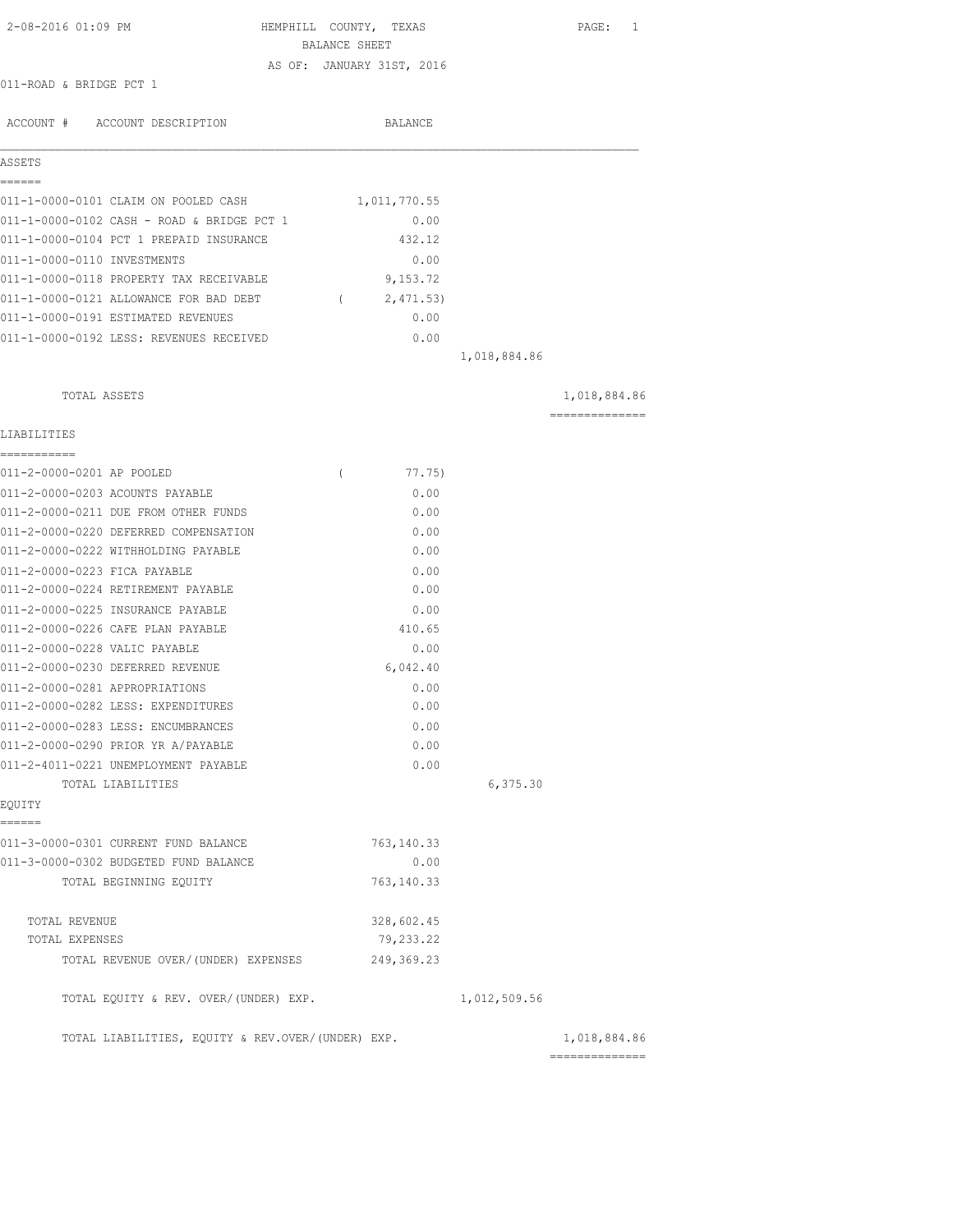2-08-2016 01:09 PM HEMPHILL COUNTY, TEXAS

BALANCE SHEET

AS OF: JANUARY 31ST, 2016

011-ROAD & BRIDGE PCT 1

| ACCOUNT # ACCOUNT DESCRIPTION | BALANCE | | |
|---|---|---|---|
| **ASSETS** | | | |
| 011-1-0000-0101 CLAIM ON POOLED CASH | 1,011,770.55 | | |
| 011-1-0000-0102 CASH - ROAD & BRIDGE PCT 1 | 0.00 | | |
| 011-1-0000-0104 PCT 1 PREPAID INSURANCE | 432.12 | | |
| 011-1-0000-0110 INVESTMENTS | 0.00 | | |
| 011-1-0000-0118 PROPERTY TAX RECEIVABLE | 9,153.72 | | |
| 011-1-0000-0121 ALLOWANCE FOR BAD DEBT | ( 2,471.53) | | |
| 011-1-0000-0191 ESTIMATED REVENUES | 0.00 | | |
| 011-1-0000-0192 LESS: REVENUES RECEIVED | 0.00 | | |
| | | 1,018,884.86 | |
| TOTAL ASSETS | | | 1,018,884.86 |
| **LIABILITIES** | | | |
| 011-2-0000-0201 AP POOLED | ( 77.75) | | |
| 011-2-0000-0203 ACOUNTS PAYABLE | 0.00 | | |
| 011-2-0000-0211 DUE FROM OTHER FUNDS | 0.00 | | |
| 011-2-0000-0220 DEFERRED COMPENSATION | 0.00 | | |
| 011-2-0000-0222 WITHHOLDING PAYABLE | 0.00 | | |
| 011-2-0000-0223 FICA PAYABLE | 0.00 | | |
| 011-2-0000-0224 RETIREMENT PAYABLE | 0.00 | | |
| 011-2-0000-0225 INSURANCE PAYABLE | 0.00 | | |
| 011-2-0000-0226 CAFE PLAN PAYABLE | 410.65 | | |
| 011-2-0000-0228 VALIC PAYABLE | 0.00 | | |
| 011-2-0000-0230 DEFERRED REVENUE | 6,042.40 | | |
| 011-2-0000-0281 APPROPRIATIONS | 0.00 | | |
| 011-2-0000-0282 LESS: EXPENDITURES | 0.00 | | |
| 011-2-0000-0283 LESS: ENCUMBRANCES | 0.00 | | |
| 011-2-0000-0290 PRIOR YR A/PAYABLE | 0.00 | | |
| 011-2-4011-0221 UNEMPLOYMENT PAYABLE | 0.00 | | |
| TOTAL LIABILITIES | | 6,375.30 | |
| **EQUITY** | | | |
| 011-3-0000-0301 CURRENT FUND BALANCE | 763,140.33 | | |
| 011-3-0000-0302 BUDGETED FUND BALANCE | 0.00 | | |
| TOTAL BEGINNING EQUITY | 763,140.33 | | |
| TOTAL REVENUE | 328,602.45 | | |
| TOTAL EXPENSES | 79,233.22 | | |
| TOTAL REVENUE OVER/(UNDER) EXPENSES | 249,369.23 | | |
| TOTAL EQUITY & REV. OVER/(UNDER) EXP. | | 1,012,509.56 | |
| TOTAL LIABILITIES, EQUITY & REV.OVER/(UNDER) EXP. | | | 1,018,884.86 |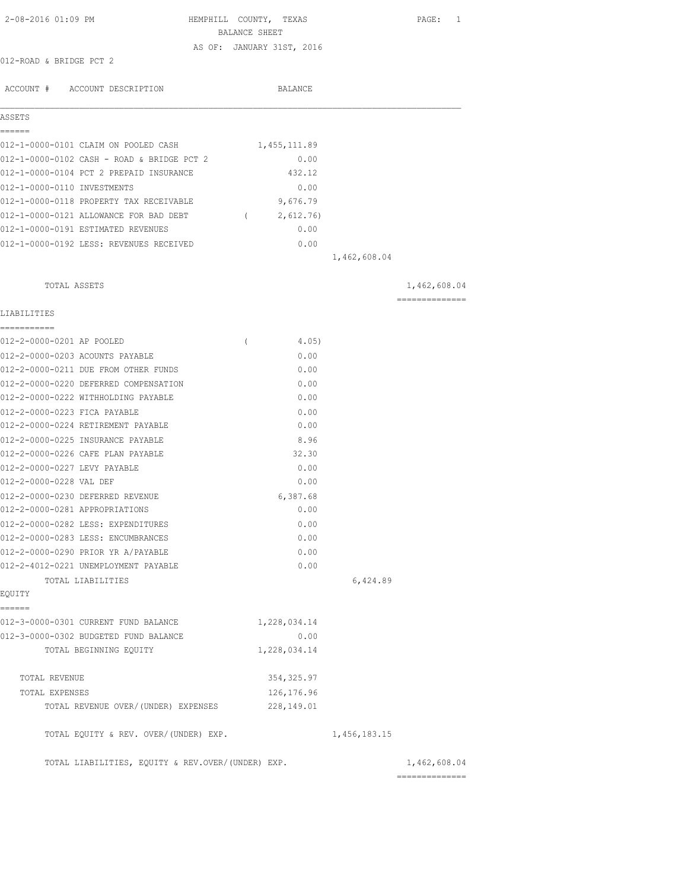2-08-2016 01:09 PM

# HEMPHILL COUNTY, TEXAS

## BALANCE SHEET

AS OF: JANUARY 31ST, 2016

012-ROAD & BRIDGE PCT 2

| ACCOUNT # ACCOUNT DESCRIPTION | BALANCE | | |
|---|---|---|---|
| **ASSETS** | | | |
| 012-1-0000-0101 CLAIM ON POOLED CASH | 1,455,111.89 | | |
| 012-1-0000-0102 CASH - ROAD & BRIDGE PCT 2 | 0.00 | | |
| 012-1-0000-0104 PCT 2 PREPAID INSURANCE | 432.12 | | |
| 012-1-0000-0110 INVESTMENTS | 0.00 | | |
| 012-1-0000-0118 PROPERTY TAX RECEIVABLE | 9,676.79 | | |
| 012-1-0000-0121 ALLOWANCE FOR BAD DEBT | ( 2,612.76) | | |
| 012-1-0000-0191 ESTIMATED REVENUES | 0.00 | | |
| 012-1-0000-0192 LESS: REVENUES RECEIVED | 0.00 | | |
| | | 1,462,608.04 | |
| TOTAL ASSETS | | | 1,462,608.04 |
| **LIABILITIES** | | | |
| 012-2-0000-0201 AP POOLED | ( 4.05) | | |
| 012-2-0000-0203 ACOUNTS PAYABLE | 0.00 | | |
| 012-2-0000-0211 DUE FROM OTHER FUNDS | 0.00 | | |
| 012-2-0000-0220 DEFERRED COMPENSATION | 0.00 | | |
| 012-2-0000-0222 WITHHOLDING PAYABLE | 0.00 | | |
| 012-2-0000-0223 FICA PAYABLE | 0.00 | | |
| 012-2-0000-0224 RETIREMENT PAYABLE | 0.00 | | |
| 012-2-0000-0225 INSURANCE PAYABLE | 8.96 | | |
| 012-2-0000-0226 CAFE PLAN PAYABLE | 32.30 | | |
| 012-2-0000-0227 LEVY PAYABLE | 0.00 | | |
| 012-2-0000-0228 VAL DEF | 0.00 | | |
| 012-2-0000-0230 DEFERRED REVENUE | 6,387.68 | | |
| 012-2-0000-0281 APPROPRIATIONS | 0.00 | | |
| 012-2-0000-0282 LESS: EXPENDITURES | 0.00 | | |
| 012-2-0000-0283 LESS: ENCUMBRANCES | 0.00 | | |
| 012-2-0000-0290 PRIOR YR A/PAYABLE | 0.00 | | |
| 012-2-4012-0221 UNEMPLOYMENT PAYABLE | 0.00 | | |
| TOTAL LIABILITIES | | 6,424.89 | |
| **EQUITY** | | | |
| 012-3-0000-0301 CURRENT FUND BALANCE | 1,228,034.14 | | |
| 012-3-0000-0302 BUDGETED FUND BALANCE | 0.00 | | |
| TOTAL BEGINNING EQUITY | 1,228,034.14 | | |
| TOTAL REVENUE | 354,325.97 | | |
| TOTAL EXPENSES | 126,176.96 | | |
| TOTAL REVENUE OVER/(UNDER) EXPENSES | 228,149.01 | | |
| TOTAL EQUITY & REV. OVER/(UNDER) EXP. | | 1,456,183.15 | |
| TOTAL LIABILITIES, EQUITY & REV.OVER/(UNDER) EXP. | | | 1,462,608.04 |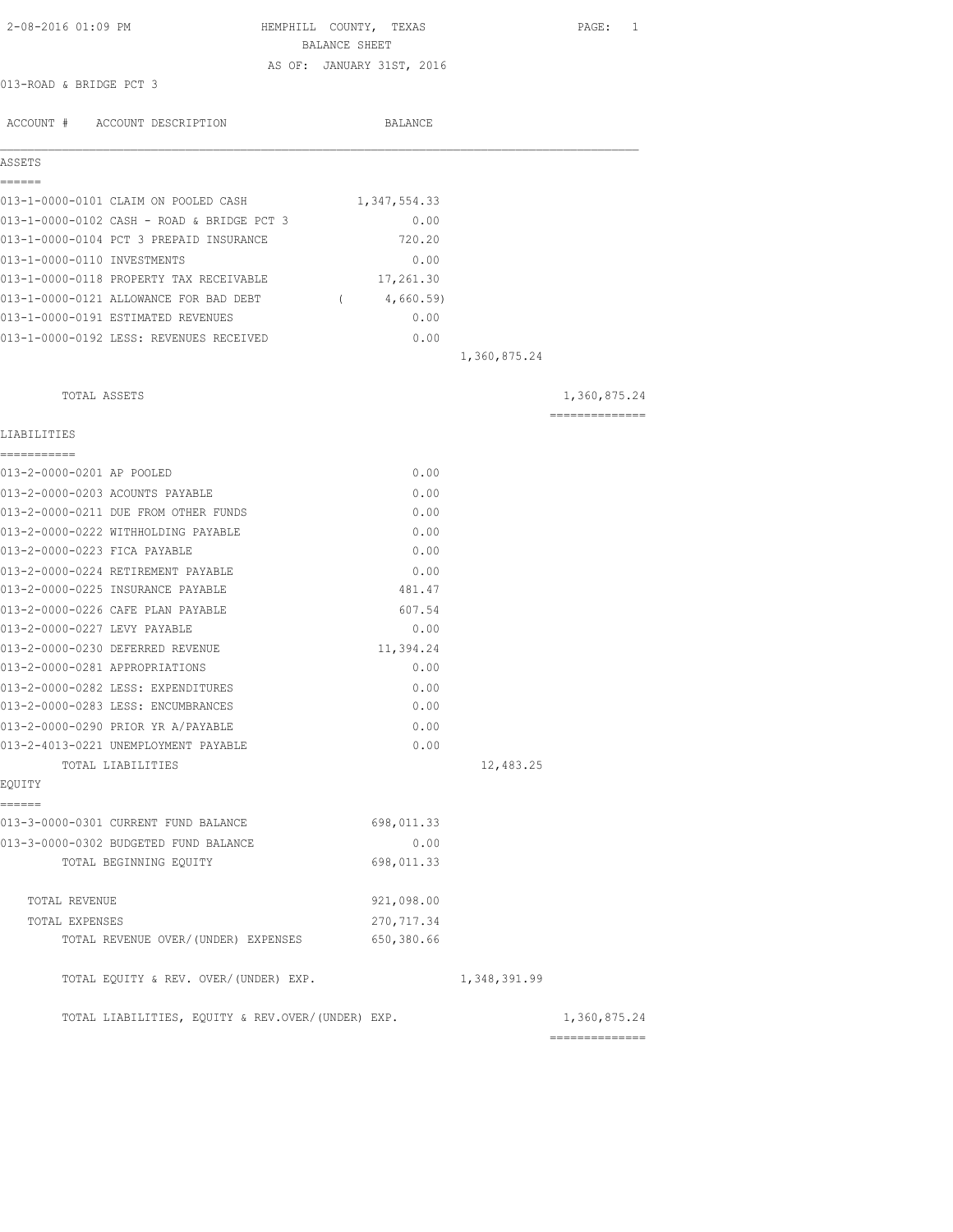2-08-2016 01:09 PM

# HEMPHILL COUNTY, TEXAS

## BALANCE SHEET

AS OF: JANUARY 31ST, 2016

013-ROAD & BRIDGE PCT 3

| ACCOUNT # | ACCOUNT DESCRIPTION | BALANCE | | |
|---|---|---|---|---|
| **ASSETS** | | | | |
| 013-1-0000-0101 | CLAIM ON POOLED CASH | 1,347,554.33 | | |
| 013-1-0000-0102 | CASH - ROAD & BRIDGE PCT 3 | 0.00 | | |
| 013-1-0000-0104 | PCT 3 PREPAID INSURANCE | 720.20 | | |
| 013-1-0000-0110 | INVESTMENTS | 0.00 | | |
| 013-1-0000-0118 | PROPERTY TAX RECEIVABLE | 17,261.30 | | |
| 013-1-0000-0121 | ALLOWANCE FOR BAD DEBT | ( 4,660.59) | | |
| 013-1-0000-0191 | ESTIMATED REVENUES | 0.00 | | |
| 013-1-0000-0192 | LESS: REVENUES RECEIVED | 0.00 | | |
| | | | 1,360,875.24 | |
| | TOTAL ASSETS | | | 1,360,875.24 |
| **LIABILITIES** | | | | |
| 013-2-0000-0201 | AP POOLED | 0.00 | | |
| 013-2-0000-0203 | ACOUNTS PAYABLE | 0.00 | | |
| 013-2-0000-0211 | DUE FROM OTHER FUNDS | 0.00 | | |
| 013-2-0000-0222 | WITHHOLDING PAYABLE | 0.00 | | |
| 013-2-0000-0223 | FICA PAYABLE | 0.00 | | |
| 013-2-0000-0224 | RETIREMENT PAYABLE | 0.00 | | |
| 013-2-0000-0225 | INSURANCE PAYABLE | 481.47 | | |
| 013-2-0000-0226 | CAFE PLAN PAYABLE | 607.54 | | |
| 013-2-0000-0227 | LEVY PAYABLE | 0.00 | | |
| 013-2-0000-0230 | DEFERRED REVENUE | 11,394.24 | | |
| 013-2-0000-0281 | APPROPRIATIONS | 0.00 | | |
| 013-2-0000-0282 | LESS: EXPENDITURES | 0.00 | | |
| 013-2-0000-0283 | LESS: ENCUMBRANCES | 0.00 | | |
| 013-2-0000-0290 | PRIOR YR A/PAYABLE | 0.00 | | |
| 013-2-4013-0221 | UNEMPLOYMENT PAYABLE | 0.00 | | |
| | TOTAL LIABILITIES | | 12,483.25 | |
| **EQUITY** | | | | |
| 013-3-0000-0301 | CURRENT FUND BALANCE | 698,011.33 | | |
| 013-3-0000-0302 | BUDGETED FUND BALANCE | 0.00 | | |
| | TOTAL BEGINNING EQUITY | 698,011.33 | | |
| | TOTAL REVENUE | 921,098.00 | | |
| | TOTAL EXPENSES | 270,717.34 | | |
| | TOTAL REVENUE OVER/(UNDER) EXPENSES | 650,380.66 | | |
| | TOTAL EQUITY & REV. OVER/(UNDER) EXP. | | 1,348,391.99 | |
| | TOTAL LIABILITIES, EQUITY & REV.OVER/(UNDER) EXP. | | | 1,360,875.24 |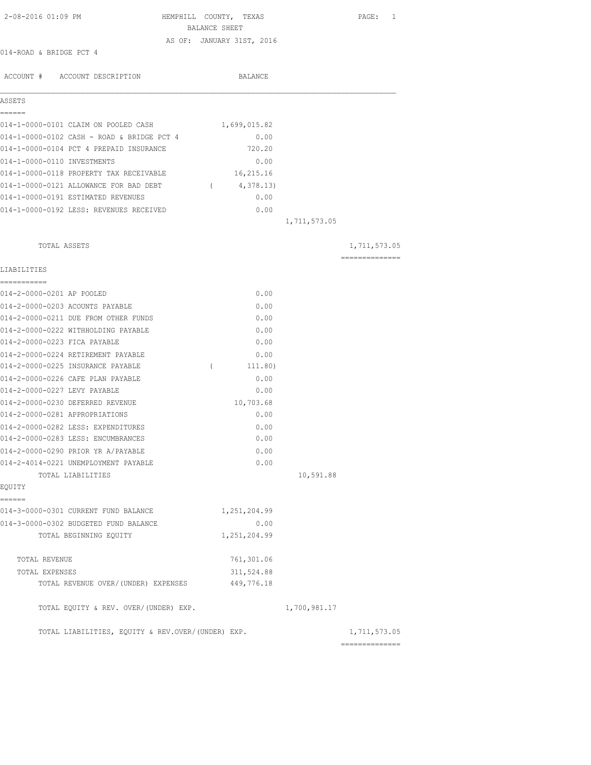2-08-2016 01:09 PM

# HEMPHILL COUNTY, TEXAS

## BALANCE SHEET

AS OF: JANUARY 31ST, 2016

014-ROAD & BRIDGE PCT 4

| ACCOUNT # | ACCOUNT DESCRIPTION | BALANCE | | |
|---|---|---|---|---|
| **ASSETS** | | | | |
| 014-1-0000-0101 | CLAIM ON POOLED CASH | 1,699,015.82 | | |
| 014-1-0000-0102 | CASH - ROAD & BRIDGE PCT 4 | 0.00 | | |
| 014-1-0000-0104 | PCT 4 PREPAID INSURANCE | 720.20 | | |
| 014-1-0000-0110 | INVESTMENTS | 0.00 | | |
| 014-1-0000-0118 | PROPERTY TAX RECEIVABLE | 16,215.16 | | |
| 014-1-0000-0121 | ALLOWANCE FOR BAD DEBT | ( 4,378.13) | | |
| 014-1-0000-0191 | ESTIMATED REVENUES | 0.00 | | |
| 014-1-0000-0192 | LESS: REVENUES RECEIVED | 0.00 | | |
| | | | 1,711,573.05 | |
| | TOTAL ASSETS | | | 1,711,573.05 |
| **LIABILITIES** | | | | |
| 014-2-0000-0201 | AP POOLED | 0.00 | | |
| 014-2-0000-0203 | ACOUNTS PAYABLE | 0.00 | | |
| 014-2-0000-0211 | DUE FROM OTHER FUNDS | 0.00 | | |
| 014-2-0000-0222 | WITHHOLDING PAYABLE | 0.00 | | |
| 014-2-0000-0223 | FICA PAYABLE | 0.00 | | |
| 014-2-0000-0224 | RETIREMENT PAYABLE | 0.00 | | |
| 014-2-0000-0225 | INSURANCE PAYABLE | ( 111.80) | | |
| 014-2-0000-0226 | CAFE PLAN PAYABLE | 0.00 | | |
| 014-2-0000-0227 | LEVY PAYABLE | 0.00 | | |
| 014-2-0000-0230 | DEFERRED REVENUE | 10,703.68 | | |
| 014-2-0000-0281 | APPROPRIATIONS | 0.00 | | |
| 014-2-0000-0282 | LESS: EXPENDITURES | 0.00 | | |
| 014-2-0000-0283 | LESS: ENCUMBRANCES | 0.00 | | |
| 014-2-0000-0290 | PRIOR YR A/PAYABLE | 0.00 | | |
| 014-2-4014-0221 | UNEMPLOYMENT PAYABLE | 0.00 | | |
| | TOTAL LIABILITIES | | 10,591.88 | |
| **EQUITY** | | | | |
| 014-3-0000-0301 | CURRENT FUND BALANCE | 1,251,204.99 | | |
| 014-3-0000-0302 | BUDGETED FUND BALANCE | 0.00 | | |
| | TOTAL BEGINNING EQUITY | 1,251,204.99 | | |
| | TOTAL REVENUE | 761,301.06 | | |
| | TOTAL EXPENSES | 311,524.88 | | |
| | TOTAL REVENUE OVER/(UNDER) EXPENSES | 449,776.18 | | |
| | TOTAL EQUITY & REV. OVER/(UNDER) EXP. | | 1,700,981.17 | |
| | TOTAL LIABILITIES, EQUITY & REV.OVER/(UNDER) EXP. | | | 1,711,573.05 |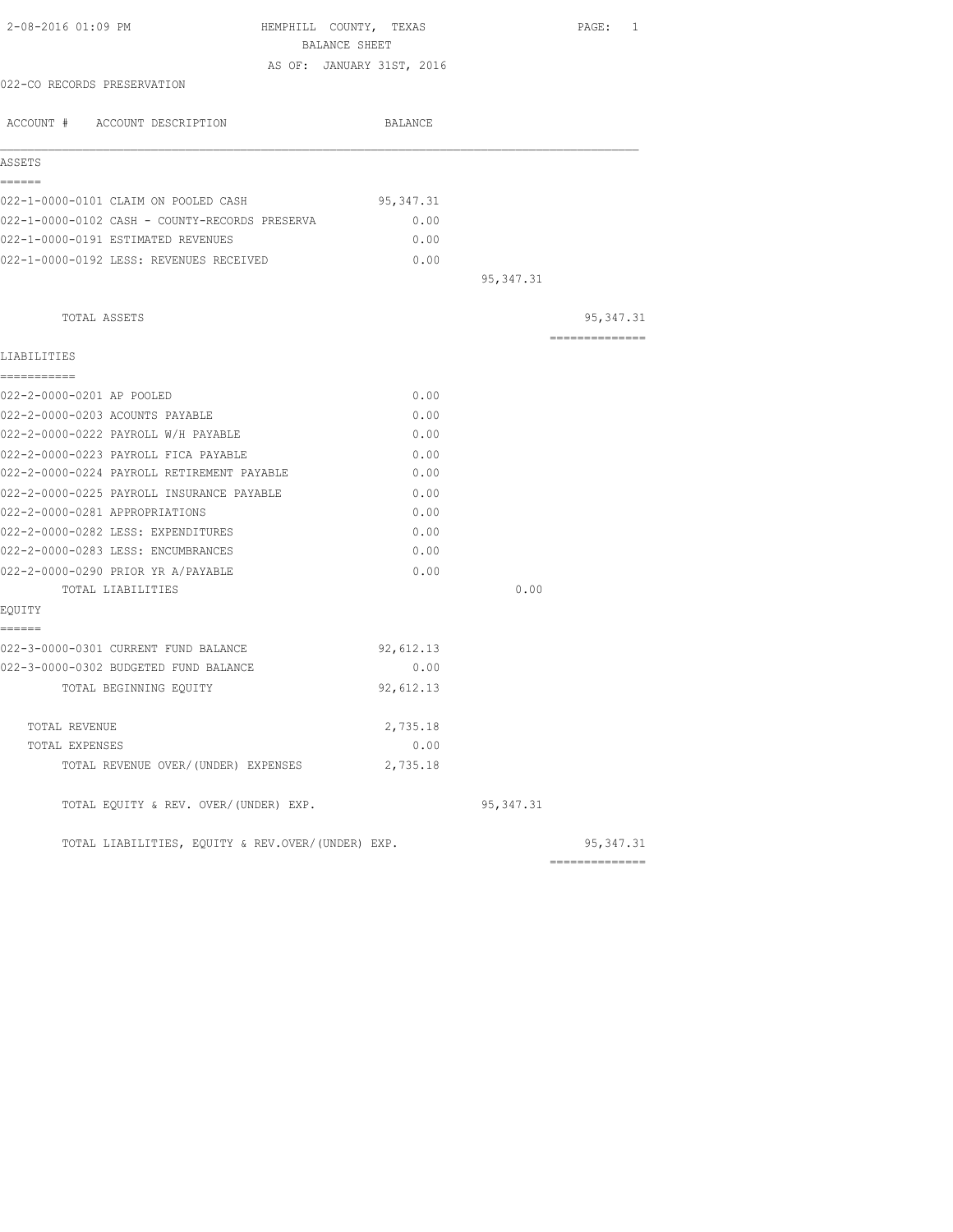2-08-2016 01:09 PM

# HEMPHILL COUNTY, TEXAS

## BALANCE SHEET

AS OF: JANUARY 31ST, 2016

022-CO RECORDS PRESERVATION

| ACCOUNT # ACCOUNT DESCRIPTION | BALANCE | | |
|---|---|---|---|
| **ASSETS** | | | |
| 022-1-0000-0101 CLAIM ON POOLED CASH | 95,347.31 | | |
| 022-1-0000-0102 CASH - COUNTY-RECORDS PRESERVA | 0.00 | | |
| 022-1-0000-0191 ESTIMATED REVENUES | 0.00 | | |
| 022-1-0000-0192 LESS: REVENUES RECEIVED | 0.00 | | |
| | | 95,347.31 | |
| TOTAL ASSETS | | | 95,347.31 |
| **LIABILITIES** | | | |
| 022-2-0000-0201 AP POOLED | 0.00 | | |
| 022-2-0000-0203 ACOUNTS PAYABLE | 0.00 | | |
| 022-2-0000-0222 PAYROLL W/H PAYABLE | 0.00 | | |
| 022-2-0000-0223 PAYROLL FICA PAYABLE | 0.00 | | |
| 022-2-0000-0224 PAYROLL RETIREMENT PAYABLE | 0.00 | | |
| 022-2-0000-0225 PAYROLL INSURANCE PAYABLE | 0.00 | | |
| 022-2-0000-0281 APPROPRIATIONS | 0.00 | | |
| 022-2-0000-0282 LESS: EXPENDITURES | 0.00 | | |
| 022-2-0000-0283 LESS: ENCUMBRANCES | 0.00 | | |
| 022-2-0000-0290 PRIOR YR A/PAYABLE | 0.00 | | |
| TOTAL LIABILITIES | | 0.00 | |
| **EQUITY** | | | |
| 022-3-0000-0301 CURRENT FUND BALANCE | 92,612.13 | | |
| 022-3-0000-0302 BUDGETED FUND BALANCE | 0.00 | | |
| TOTAL BEGINNING EQUITY | 92,612.13 | | |
| TOTAL REVENUE | 2,735.18 | | |
| TOTAL EXPENSES | 0.00 | | |
| TOTAL REVENUE OVER/(UNDER) EXPENSES | 2,735.18 | | |
| TOTAL EQUITY & REV. OVER/(UNDER) EXP. | | 95,347.31 | |
| TOTAL LIABILITIES, EQUITY & REV.OVER/(UNDER) EXP. | | | 95,347.31 |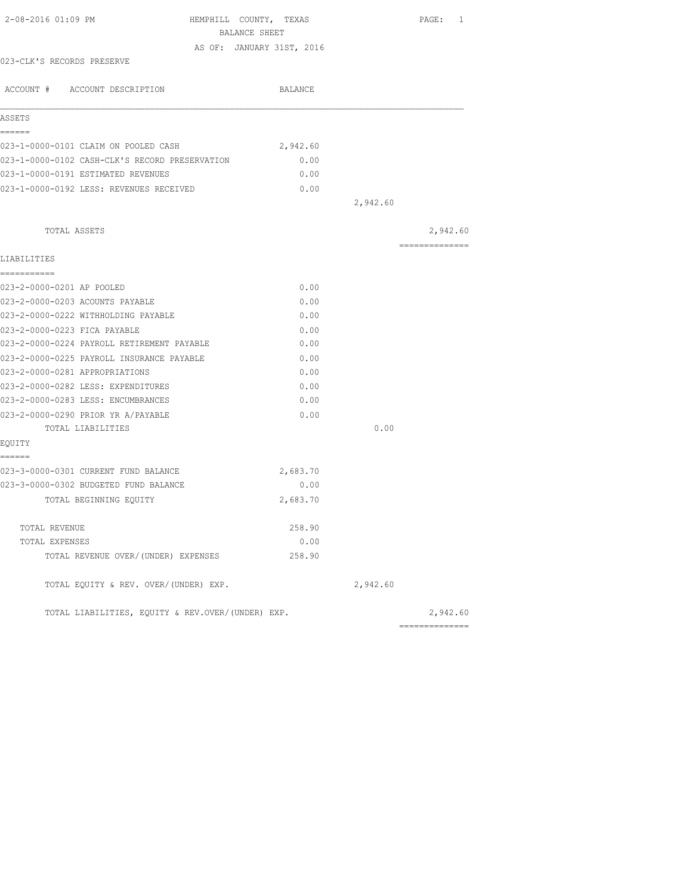2-08-2016 01:09 PM

# HEMPHILL COUNTY, TEXAS
## BALANCE SHEET
### AS OF: JANUARY 31ST, 2016

023-CLK'S RECORDS PRESERVE

| ACCOUNT # ACCOUNT DESCRIPTION | BALANCE | | |
|---|---|---|---|
| **ASSETS** | | | |
| 023-1-0000-0101 CLAIM ON POOLED CASH | 2,942.60 | | |
| 023-1-0000-0102 CASH-CLK'S RECORD PRESERVATION | 0.00 | | |
| 023-1-0000-0191 ESTIMATED REVENUES | 0.00 | | |
| 023-1-0000-0192 LESS: REVENUES RECEIVED | 0.00 | | |
| | | 2,942.60 | |
| TOTAL ASSETS | | | 2,942.60 |
| **LIABILITIES** | | | |
| 023-2-0000-0201 AP POOLED | 0.00 | | |
| 023-2-0000-0203 ACOUNTS PAYABLE | 0.00 | | |
| 023-2-0000-0222 WITHHOLDING PAYABLE | 0.00 | | |
| 023-2-0000-0223 FICA PAYABLE | 0.00 | | |
| 023-2-0000-0224 PAYROLL RETIREMENT PAYABLE | 0.00 | | |
| 023-2-0000-0225 PAYROLL INSURANCE PAYABLE | 0.00 | | |
| 023-2-0000-0281 APPROPRIATIONS | 0.00 | | |
| 023-2-0000-0282 LESS: EXPENDITURES | 0.00 | | |
| 023-2-0000-0283 LESS: ENCUMBRANCES | 0.00 | | |
| 023-2-0000-0290 PRIOR YR A/PAYABLE | 0.00 | | |
| TOTAL LIABILITIES | | 0.00 | |
| **EQUITY** | | | |
| 023-3-0000-0301 CURRENT FUND BALANCE | 2,683.70 | | |
| 023-3-0000-0302 BUDGETED FUND BALANCE | 0.00 | | |
| TOTAL BEGINNING EQUITY | 2,683.70 | | |
| TOTAL REVENUE | 258.90 | | |
| TOTAL EXPENSES | 0.00 | | |
| TOTAL REVENUE OVER/(UNDER) EXPENSES | 258.90 | | |
| TOTAL EQUITY & REV. OVER/(UNDER) EXP. | | 2,942.60 | |
| TOTAL LIABILITIES, EQUITY & REV.OVER/(UNDER) EXP. | | | 2,942.60 |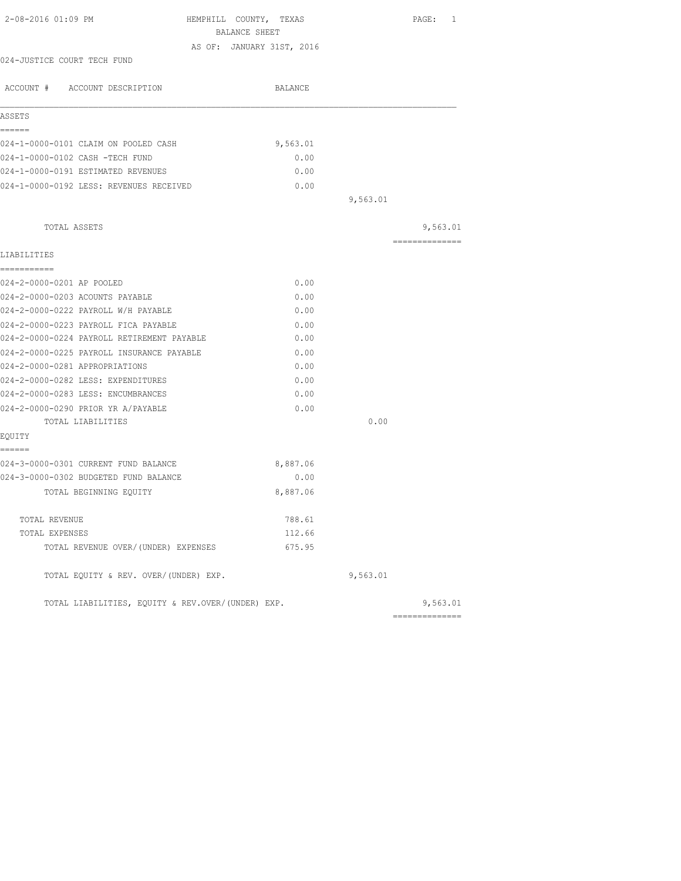2-08-2016 01:09 PM

HEMPHILL COUNTY, TEXAS

BALANCE SHEET

AS OF: JANUARY 31ST, 2016

024-JUSTICE COURT TECH FUND

| ACCOUNT # ACCOUNT DESCRIPTION | BALANCE | | |
|---|---|---|---|
| **ASSETS** | | | |
| 024-1-0000-0101 CLAIM ON POOLED CASH | 9,563.01 | | |
| 024-1-0000-0102 CASH -TECH FUND | 0.00 | | |
| 024-1-0000-0191 ESTIMATED REVENUES | 0.00 | | |
| 024-1-0000-0192 LESS: REVENUES RECEIVED | 0.00 | | |
| | | 9,563.01 | |
| TOTAL ASSETS | | | 9,563.01 |
| **LIABILITIES** | | | |
| 024-2-0000-0201 AP POOLED | 0.00 | | |
| 024-2-0000-0203 ACOUNTS PAYABLE | 0.00 | | |
| 024-2-0000-0222 PAYROLL W/H PAYABLE | 0.00 | | |
| 024-2-0000-0223 PAYROLL FICA PAYABLE | 0.00 | | |
| 024-2-0000-0224 PAYROLL RETIREMENT PAYABLE | 0.00 | | |
| 024-2-0000-0225 PAYROLL INSURANCE PAYABLE | 0.00 | | |
| 024-2-0000-0281 APPROPRIATIONS | 0.00 | | |
| 024-2-0000-0282 LESS: EXPENDITURES | 0.00 | | |
| 024-2-0000-0283 LESS: ENCUMBRANCES | 0.00 | | |
| 024-2-0000-0290 PRIOR YR A/PAYABLE | 0.00 | | |
| TOTAL LIABILITIES | | 0.00 | |
| **EQUITY** | | | |
| 024-3-0000-0301 CURRENT FUND BALANCE | 8,887.06 | | |
| 024-3-0000-0302 BUDGETED FUND BALANCE | 0.00 | | |
| TOTAL BEGINNING EQUITY | 8,887.06 | | |
| TOTAL REVENUE | 788.61 | | |
| TOTAL EXPENSES | 112.66 | | |
| TOTAL REVENUE OVER/(UNDER) EXPENSES | 675.95 | | |
| TOTAL EQUITY & REV. OVER/(UNDER) EXP. | | 9,563.01 | |
| TOTAL LIABILITIES, EQUITY & REV.OVER/(UNDER) EXP. | | | 9,563.01 |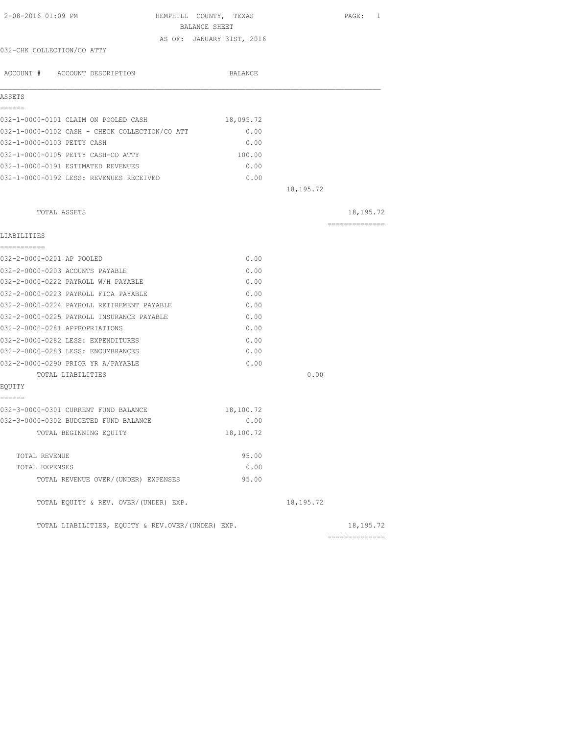2-08-2016 01:09 PM HEMPHILL COUNTY, TEXAS

BALANCE SHEET

AS OF: JANUARY 31ST, 2016

032-CHK COLLECTION/CO ATTY

| ACCOUNT # ACCOUNT DESCRIPTION | BALANCE | | |
|---|---|---|---|
| **ASSETS** | | | |
| 032-1-0000-0101 CLAIM ON POOLED CASH | 18,095.72 | | |
| 032-1-0000-0102 CASH - CHECK COLLECTION/CO ATT | 0.00 | | |
| 032-1-0000-0103 PETTY CASH | 0.00 | | |
| 032-1-0000-0105 PETTY CASH-CO ATTY | 100.00 | | |
| 032-1-0000-0191 ESTIMATED REVENUES | 0.00 | | |
| 032-1-0000-0192 LESS: REVENUES RECEIVED | 0.00 | | |
| | | 18,195.72 | |
| TOTAL ASSETS | | | 18,195.72 |
| **LIABILITIES** | | | |
| 032-2-0000-0201 AP POOLED | 0.00 | | |
| 032-2-0000-0203 ACOUNTS PAYABLE | 0.00 | | |
| 032-2-0000-0222 PAYROLL W/H PAYABLE | 0.00 | | |
| 032-2-0000-0223 PAYROLL FICA PAYABLE | 0.00 | | |
| 032-2-0000-0224 PAYROLL RETIREMENT PAYABLE | 0.00 | | |
| 032-2-0000-0225 PAYROLL INSURANCE PAYABLE | 0.00 | | |
| 032-2-0000-0281 APPROPRIATIONS | 0.00 | | |
| 032-2-0000-0282 LESS: EXPENDITURES | 0.00 | | |
| 032-2-0000-0283 LESS: ENCUMBRANCES | 0.00 | | |
| 032-2-0000-0290 PRIOR YR A/PAYABLE | 0.00 | | |
| TOTAL LIABILITIES | | 0.00 | |
| **EQUITY** | | | |
| 032-3-0000-0301 CURRENT FUND BALANCE | 18,100.72 | | |
| 032-3-0000-0302 BUDGETED FUND BALANCE | 0.00 | | |
| TOTAL BEGINNING EQUITY | 18,100.72 | | |
| TOTAL REVENUE | 95.00 | | |
| TOTAL EXPENSES | 0.00 | | |
| TOTAL REVENUE OVER/(UNDER) EXPENSES | 95.00 | | |
| TOTAL EQUITY & REV. OVER/(UNDER) EXP. | | 18,195.72 | |
| TOTAL LIABILITIES, EQUITY & REV.OVER/(UNDER) EXP. | | | 18,195.72 |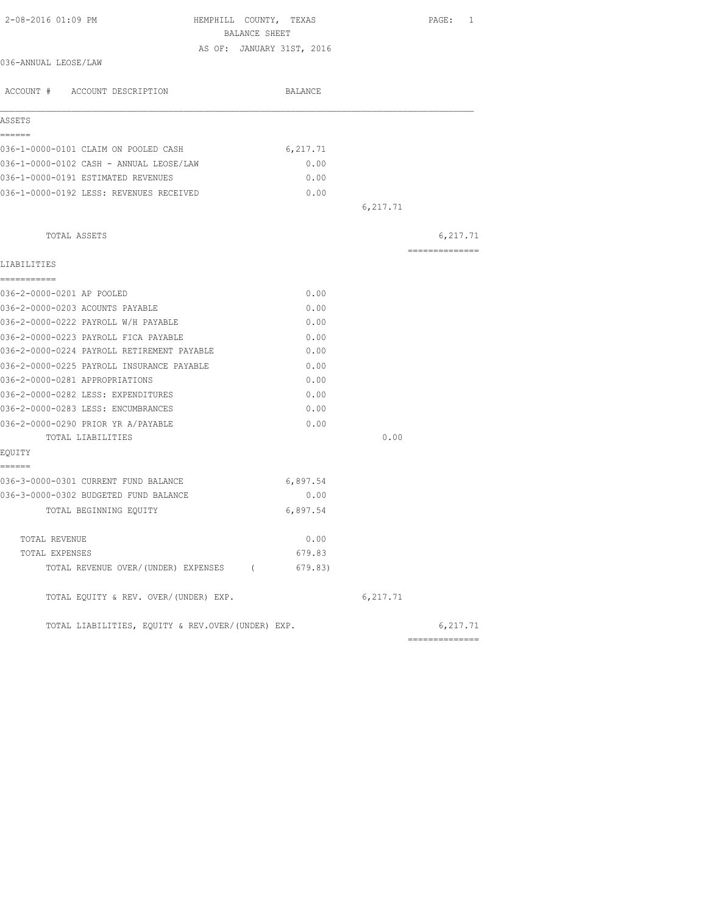2-08-2016 01:09 PM HEMPHILL COUNTY, TEXAS

BALANCE SHEET

AS OF: JANUARY 31ST, 2016

036-ANNUAL LEOSE/LAW

| ACCOUNT # ACCOUNT DESCRIPTION | BALANCE | | |
|---|---|---|---|
| **ASSETS** | | | |
| 036-1-0000-0101 CLAIM ON POOLED CASH | 6,217.71 | | |
| 036-1-0000-0102 CASH - ANNUAL LEOSE/LAW | 0.00 | | |
| 036-1-0000-0191 ESTIMATED REVENUES | 0.00 | | |
| 036-1-0000-0192 LESS: REVENUES RECEIVED | 0.00 | | |
| | | 6,217.71 | |
| TOTAL ASSETS | | | 6,217.71 |
| **LIABILITIES** | | | |
| 036-2-0000-0201 AP POOLED | 0.00 | | |
| 036-2-0000-0203 ACOUNTS PAYABLE | 0.00 | | |
| 036-2-0000-0222 PAYROLL W/H PAYABLE | 0.00 | | |
| 036-2-0000-0223 PAYROLL FICA PAYABLE | 0.00 | | |
| 036-2-0000-0224 PAYROLL RETIREMENT PAYABLE | 0.00 | | |
| 036-2-0000-0225 PAYROLL INSURANCE PAYABLE | 0.00 | | |
| 036-2-0000-0281 APPROPRIATIONS | 0.00 | | |
| 036-2-0000-0282 LESS: EXPENDITURES | 0.00 | | |
| 036-2-0000-0283 LESS: ENCUMBRANCES | 0.00 | | |
| 036-2-0000-0290 PRIOR YR A/PAYABLE | 0.00 | | |
| TOTAL LIABILITIES | | 0.00 | |
| **EQUITY** | | | |
| 036-3-0000-0301 CURRENT FUND BALANCE | 6,897.54 | | |
| 036-3-0000-0302 BUDGETED FUND BALANCE | 0.00 | | |
| TOTAL BEGINNING EQUITY | 6,897.54 | | |
| TOTAL REVENUE | 0.00 | | |
| TOTAL EXPENSES | 679.83 | | |
| TOTAL REVENUE OVER/(UNDER) EXPENSES | ( 679.83) | | |
| TOTAL EQUITY & REV. OVER/(UNDER) EXP. | | 6,217.71 | |
| TOTAL LIABILITIES, EQUITY & REV.OVER/(UNDER) EXP. | | | 6,217.71 |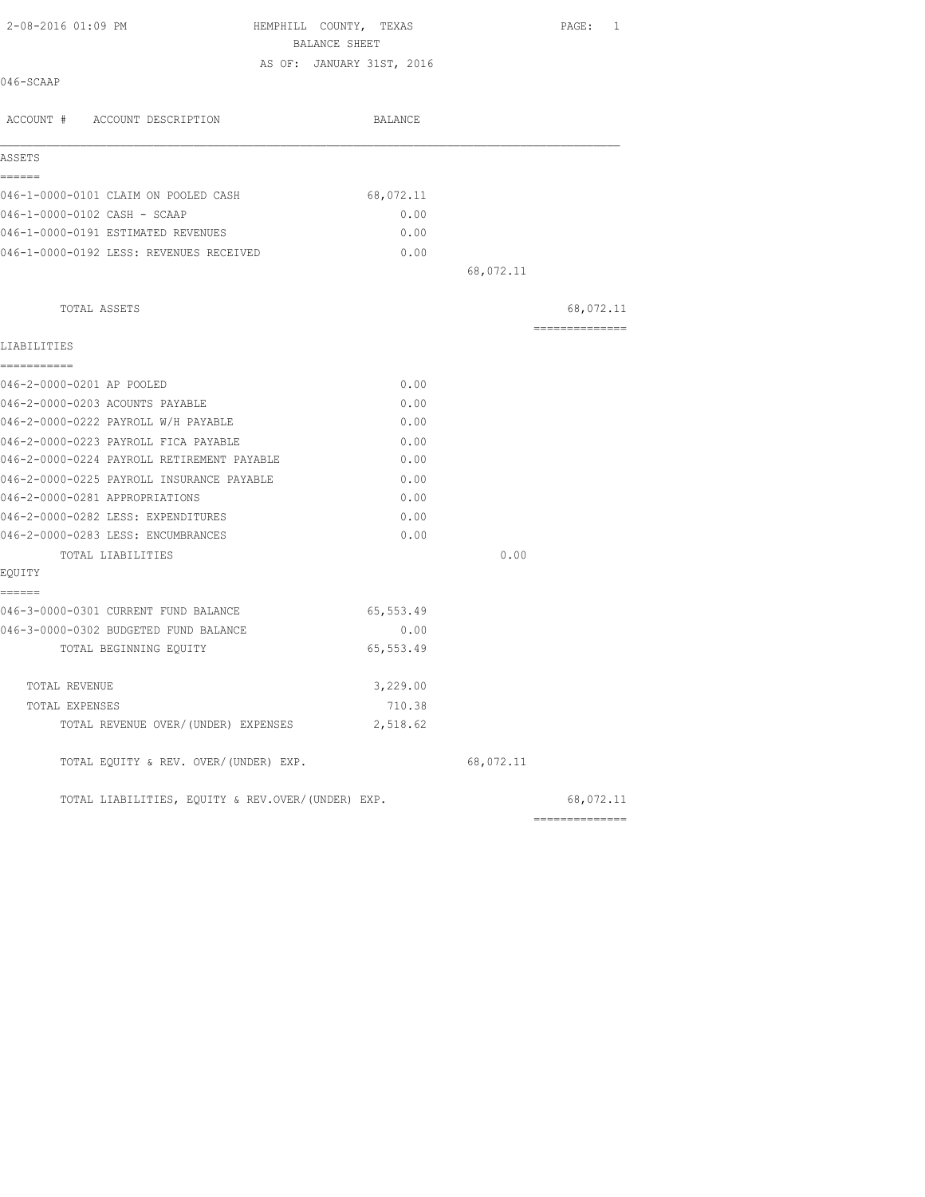2-08-2016 01:09 PM HEMPHILL COUNTY, TEXAS

BALANCE SHEET

AS OF: JANUARY 31ST, 2016

046-SCAAP

| ACCOUNT # ACCOUNT DESCRIPTION | BALANCE | | |
|---|---|---|---|
| **ASSETS** | | | |
| 046-1-0000-0101 CLAIM ON POOLED CASH | 68,072.11 | | |
| 046-1-0000-0102 CASH - SCAAP | 0.00 | | |
| 046-1-0000-0191 ESTIMATED REVENUES | 0.00 | | |
| 046-1-0000-0192 LESS: REVENUES RECEIVED | 0.00 | | |
| | | 68,072.11 | |
| TOTAL ASSETS | | | 68,072.11 |
| **LIABILITIES** | | | |
| 046-2-0000-0201 AP POOLED | 0.00 | | |
| 046-2-0000-0203 ACOUNTS PAYABLE | 0.00 | | |
| 046-2-0000-0222 PAYROLL W/H PAYABLE | 0.00 | | |
| 046-2-0000-0223 PAYROLL FICA PAYABLE | 0.00 | | |
| 046-2-0000-0224 PAYROLL RETIREMENT PAYABLE | 0.00 | | |
| 046-2-0000-0225 PAYROLL INSURANCE PAYABLE | 0.00 | | |
| 046-2-0000-0281 APPROPRIATIONS | 0.00 | | |
| 046-2-0000-0282 LESS: EXPENDITURES | 0.00 | | |
| 046-2-0000-0283 LESS: ENCUMBRANCES | 0.00 | | |
| TOTAL LIABILITIES | | 0.00 | |
| **EQUITY** | | | |
| 046-3-0000-0301 CURRENT FUND BALANCE | 65,553.49 | | |
| 046-3-0000-0302 BUDGETED FUND BALANCE | 0.00 | | |
| TOTAL BEGINNING EQUITY | 65,553.49 | | |
| TOTAL REVENUE | 3,229.00 | | |
| TOTAL EXPENSES | 710.38 | | |
| TOTAL REVENUE OVER/(UNDER) EXPENSES | 2,518.62 | | |
| TOTAL EQUITY & REV. OVER/(UNDER) EXP. | | 68,072.11 | |
| TOTAL LIABILITIES, EQUITY & REV.OVER/(UNDER) EXP. | | | 68,072.11 |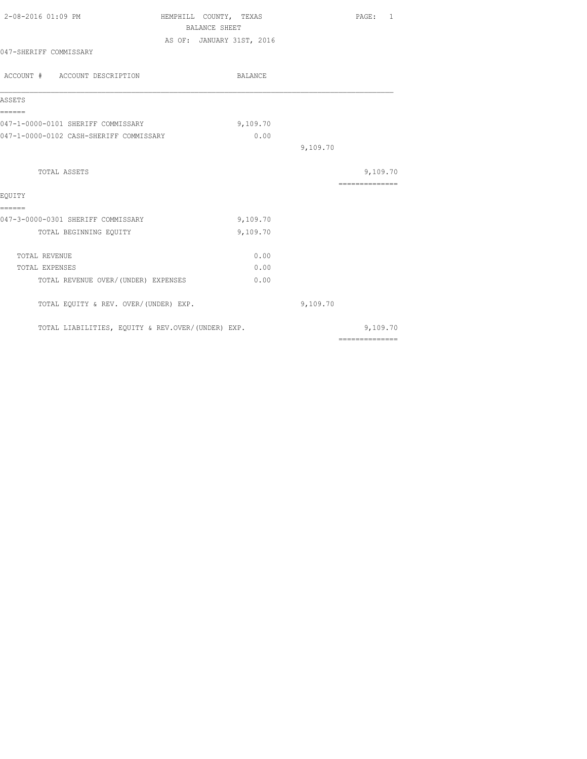# HEMPHILL COUNTY, TEXAS

## BALANCE SHEET

AS OF: JANUARY 31ST, 2016

047-SHERIFF COMMISSARY

| ACCOUNT # ACCOUNT DESCRIPTION | BALANCE | | |
|---|---|---|---|
| **ASSETS** | | | |
| 047-1-0000-0101 SHERIFF COMMISSARY | 9,109.70 | | |
| 047-1-0000-0102 CASH-SHERIFF COMMISSARY | 0.00 | | |
| | | 9,109.70 | |
| TOTAL ASSETS | | | 9,109.70 |
| **EQUITY** | | | |
| 047-3-0000-0301 SHERIFF COMMISSARY | 9,109.70 | | |
| TOTAL BEGINNING EQUITY | 9,109.70 | | |
| TOTAL REVENUE | 0.00 | | |
| TOTAL EXPENSES | 0.00 | | |
| TOTAL REVENUE OVER/(UNDER) EXPENSES | 0.00 | | |
| TOTAL EQUITY & REV. OVER/(UNDER) EXP. | | 9,109.70 | |
| TOTAL LIABILITIES, EQUITY & REV.OVER/(UNDER) EXP. | | | 9,109.70 |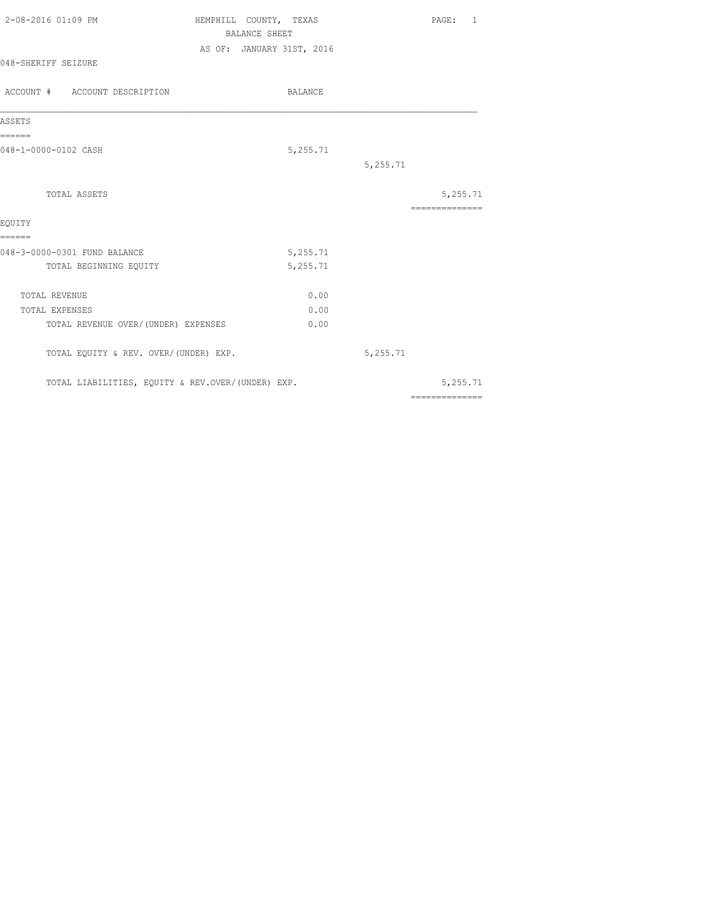2-08-2016 01:09 PM

# HEMPHILL COUNTY, TEXAS

## BALANCE SHEET

AS OF: JANUARY 31ST, 2016

048-SHERIFF SEIZURE

| ACCOUNT # ACCOUNT DESCRIPTION | BALANCE | | |
|---|---|---|---|
| **ASSETS** | | | |
| 048-1-0000-0102 CASH | 5,255.71 | | |
| | | 5,255.71 | |
| TOTAL ASSETS | | | 5,255.71 |
| **EQUITY** | | | |
| 048-3-0000-0301 FUND BALANCE | 5,255.71 | | |
| TOTAL BEGINNING EQUITY | 5,255.71 | | |
| TOTAL REVENUE | 0.00 | | |
| TOTAL EXPENSES | 0.00 | | |
| TOTAL REVENUE OVER/(UNDER) EXPENSES | 0.00 | | |
| TOTAL EQUITY & REV. OVER/(UNDER) EXP. | | 5,255.71 | |
| TOTAL LIABILITIES, EQUITY & REV.OVER/(UNDER) EXP. | | | 5,255.71 |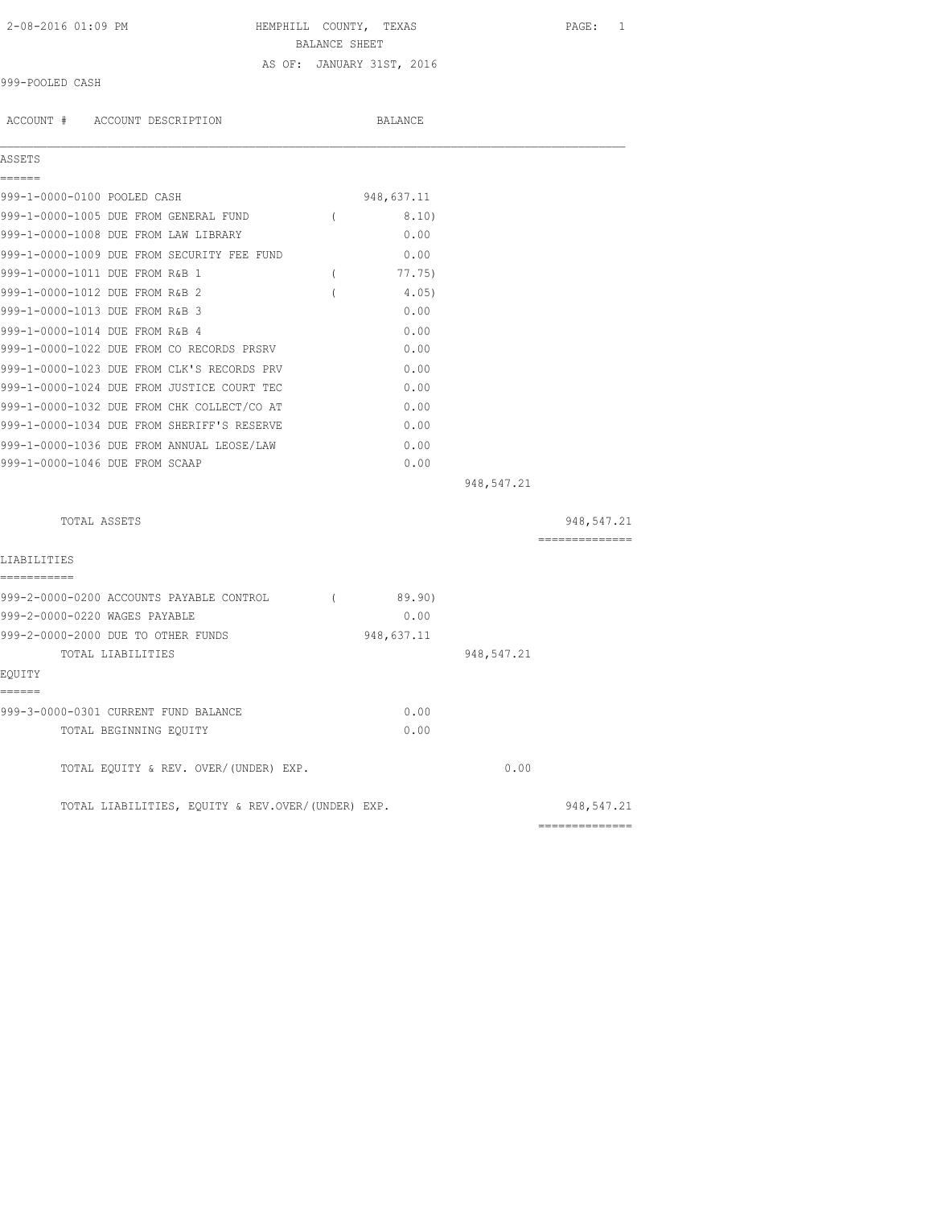2-08-2016 01:09 PM HEMPHILL COUNTY, TEXAS PAGE: 1

BALANCE SHEET

AS OF: JANUARY 31ST, 2016

999-POOLED CASH

| ACCOUNT # ACCOUNT DESCRIPTION | BALANCE | | |
|---|---|---|---|
| **ASSETS** | | | |
| 999-1-0000-0100 POOLED CASH | 948,637.11 | | |
| 999-1-0000-1005 DUE FROM GENERAL FUND | ( 8.10) | | |
| 999-1-0000-1008 DUE FROM LAW LIBRARY | 0.00 | | |
| 999-1-0000-1009 DUE FROM SECURITY FEE FUND | 0.00 | | |
| 999-1-0000-1011 DUE FROM R&B 1 | ( 77.75) | | |
| 999-1-0000-1012 DUE FROM R&B 2 | ( 4.05) | | |
| 999-1-0000-1013 DUE FROM R&B 3 | 0.00 | | |
| 999-1-0000-1014 DUE FROM R&B 4 | 0.00 | | |
| 999-1-0000-1022 DUE FROM CO RECORDS PRSRV | 0.00 | | |
| 999-1-0000-1023 DUE FROM CLK'S RECORDS PRV | 0.00 | | |
| 999-1-0000-1024 DUE FROM JUSTICE COURT TEC | 0.00 | | |
| 999-1-0000-1032 DUE FROM CHK COLLECT/CO AT | 0.00 | | |
| 999-1-0000-1034 DUE FROM SHERIFF'S RESERVE | 0.00 | | |
| 999-1-0000-1036 DUE FROM ANNUAL LEOSE/LAW | 0.00 | | |
| 999-1-0000-1046 DUE FROM SCAAP | 0.00 | | |
| | | 948,547.21 | |
| TOTAL ASSETS | | | 948,547.21 |
| **LIABILITIES** | | | |
| 999-2-0000-0200 ACCOUNTS PAYABLE CONTROL | ( 89.90) | | |
| 999-2-0000-0220 WAGES PAYABLE | 0.00 | | |
| 999-2-0000-2000 DUE TO OTHER FUNDS | 948,637.11 | | |
| TOTAL LIABILITIES | | 948,547.21 | |
| **EQUITY** | | | |
| 999-3-0000-0301 CURRENT FUND BALANCE | 0.00 | | |
| TOTAL BEGINNING EQUITY | 0.00 | | |
| TOTAL EQUITY & REV. OVER/(UNDER) EXP. | | 0.00 | |
| TOTAL LIABILITIES, EQUITY & REV.OVER/(UNDER) EXP. | | | 948,547.21 |